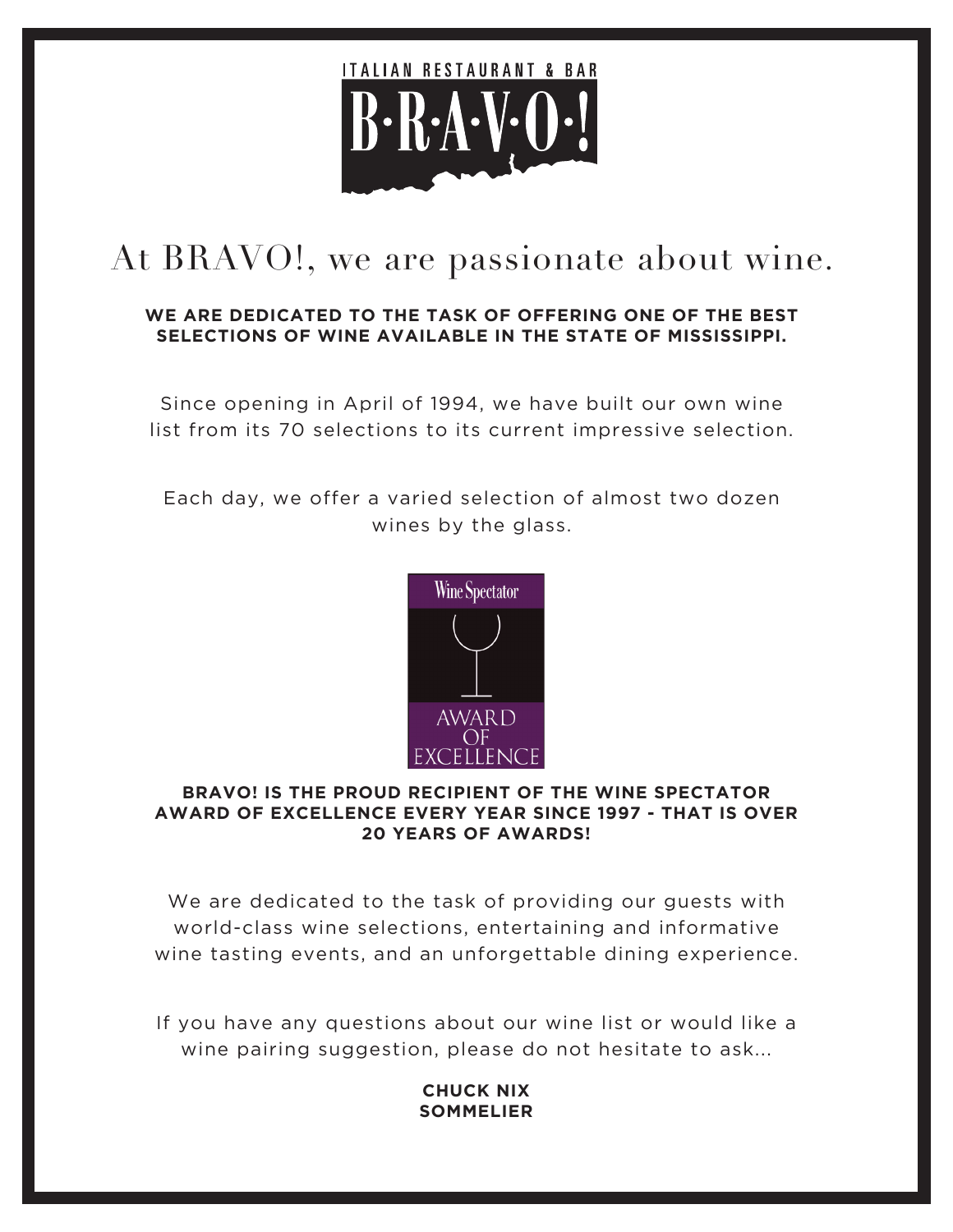ITALIAN RESTAURANT & BAR

# B·R·A·V·O·!

## At BRAVO!, we are passionate about wine.

**WE ARE DEDICATED TO THE TASK OF OFFERING ONE OF THE BEST SELECTIONS OF WINE AVAILABLE IN THE STATE OF MISSISSIPPI.**

Since opening in April of 1994, we have built our own wine list from its 70 selections to its current impressive selection.

Each day, we offer a varied selection of almost two dozen wines by the glass.

Wine Spectator AWARD OF EXCELLENCE

**BRAVO! IS THE PROUD RECIPIENT OF THE WINE SPECTATOR AWARD OF EXCELLENCE EVERY YEAR SINCE 1997 - THAT IS OVER 20 YEARS OF AWARDS!**

We are dedicated to the task of providing our guests with world-class wine selections, entertaining and informative wine tasting events, and an unforgettable dining experience.

If you have any questions about our wine list or would like a wine pairing suggestion, please do not hesitate to ask...

**CHUCK NIX**
**SOMMELIER**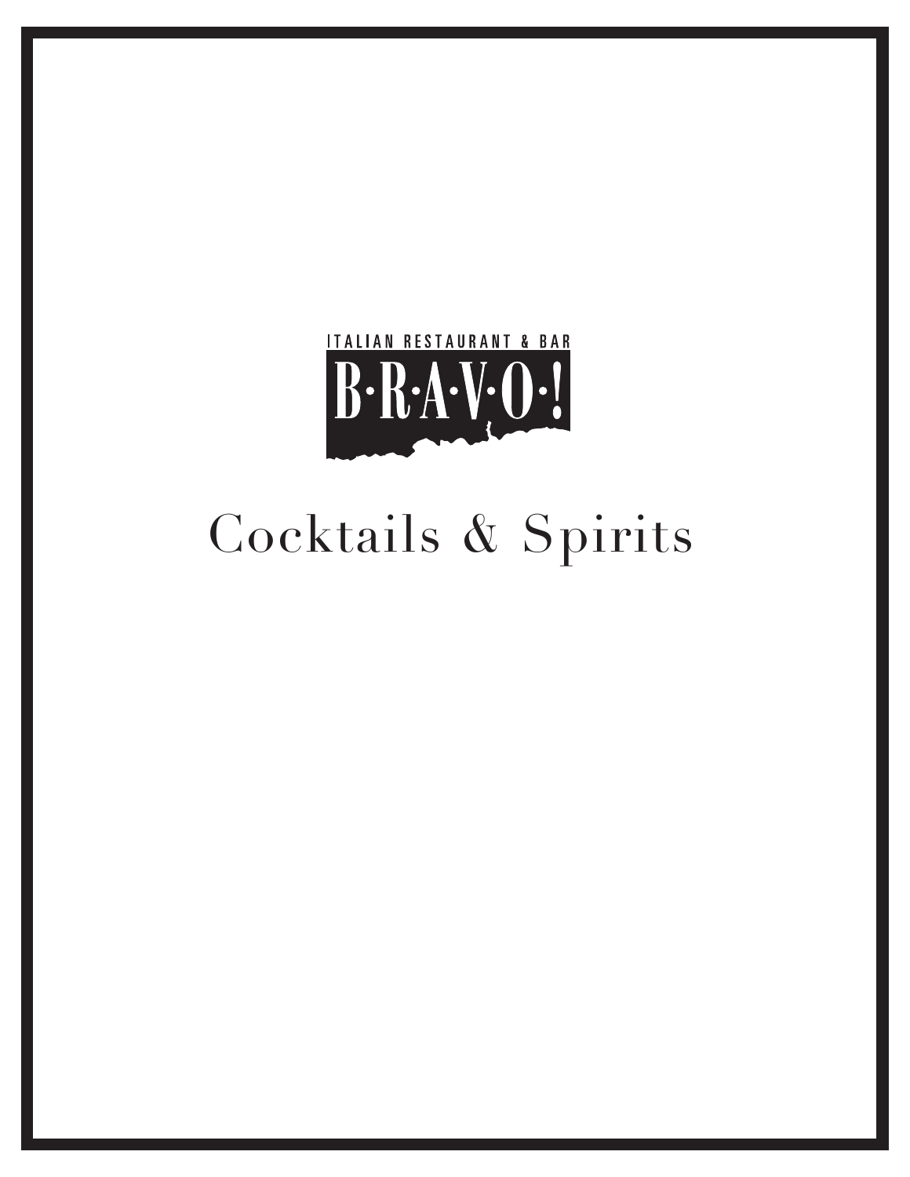ITALIAN RESTAURANT & BAR

B·R·A·V·O·!

# Cocktails & Spirits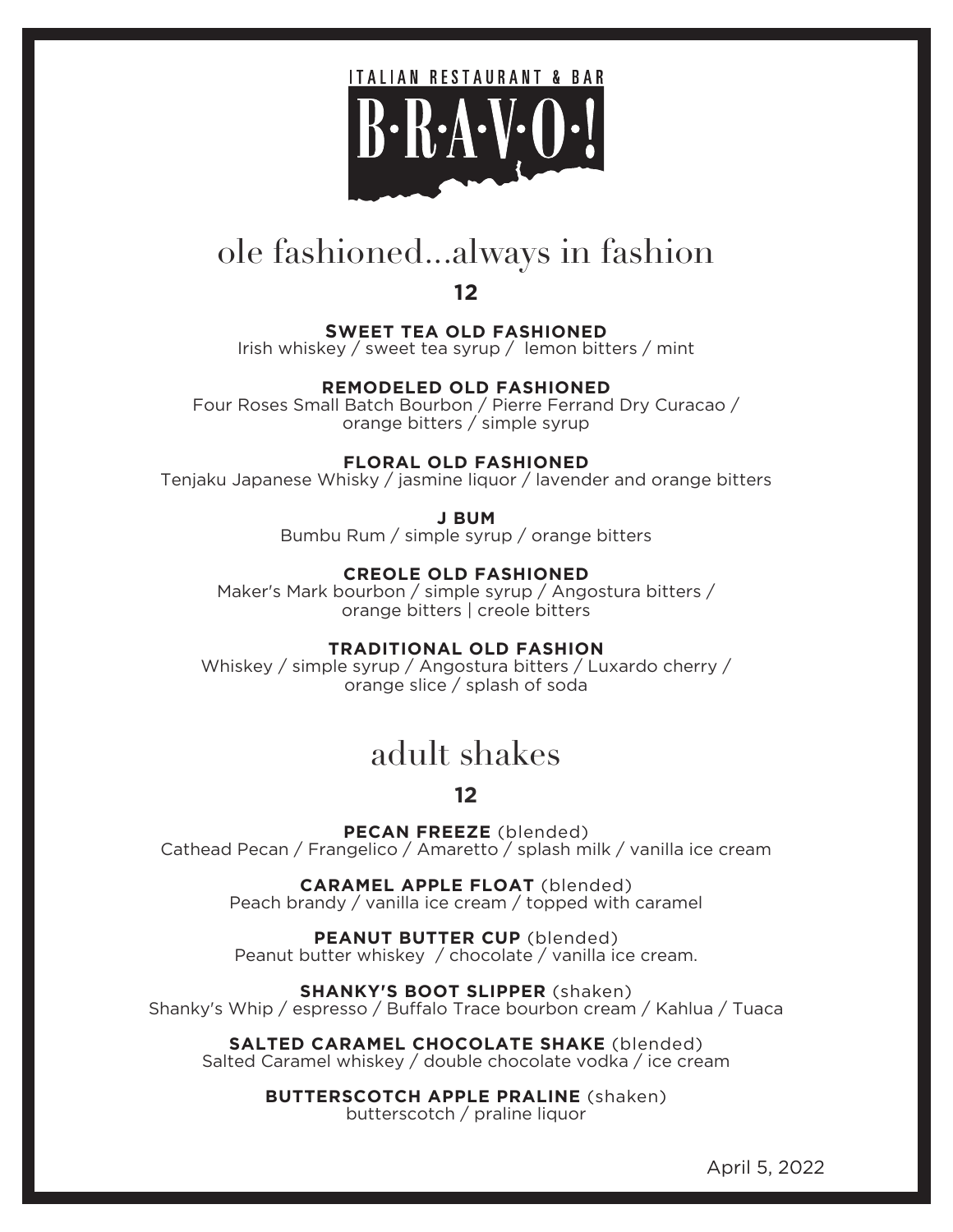ITALIAN RESTAURANT & BAR

# B·R·A·V·O·!

## ole fashioned...always in fashion

**12**

**SWEET TEA OLD FASHIONED**
Irish whiskey / sweet tea syrup / lemon bitters / mint

**REMODELED OLD FASHIONED**
Four Roses Small Batch Bourbon / Pierre Ferrand Dry Curacao / orange bitters / simple syrup

**FLORAL OLD FASHIONED**
Tenjaku Japanese Whisky / jasmine liquor / lavender and orange bitters

**J BUM**
Bumbu Rum / simple syrup / orange bitters

**CREOLE OLD FASHIONED**
Maker's Mark bourbon / simple syrup / Angostura bitters / orange bitters | creole bitters

**TRADITIONAL OLD FASHION**
Whiskey / simple syrup / Angostura bitters / Luxardo cherry / orange slice / splash of soda

## adult shakes

**12**

**PECAN FREEZE** (blended)
Cathead Pecan / Frangelico / Amaretto / splash milk / vanilla ice cream

**CARAMEL APPLE FLOAT** (blended)
Peach brandy / vanilla ice cream / topped with caramel

**PEANUT BUTTER CUP** (blended)
Peanut butter whiskey / chocolate / vanilla ice cream.

**SHANKY'S BOOT SLIPPER** (shaken)
Shanky's Whip / espresso / Buffalo Trace bourbon cream / Kahlua / Tuaca

**SALTED CARAMEL CHOCOLATE SHAKE** (blended)
Salted Caramel whiskey / double chocolate vodka / ice cream

**BUTTERSCOTCH APPLE PRALINE** (shaken)
butterscotch / praline liquor

April 5, 2022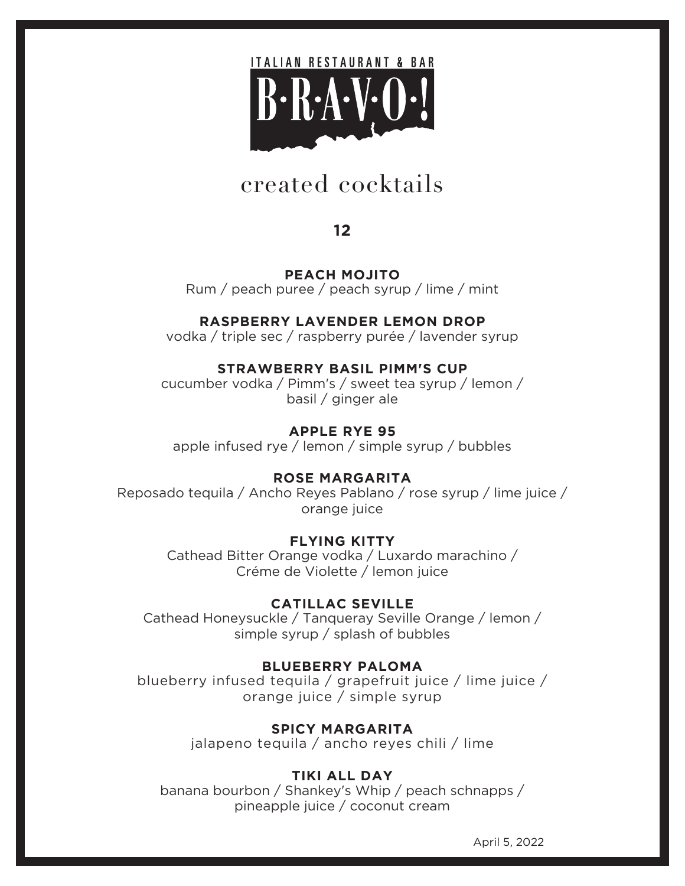ITALIAN RESTAURANT & BAR

# B·R·A·V·O·!

## created cocktails

**12**

**PEACH MOJITO**
Rum / peach puree / peach syrup / lime / mint

**RASPBERRY LAVENDER LEMON DROP**
vodka / triple sec / raspberry purée / lavender syrup

**STRAWBERRY BASIL PIMM'S CUP**
cucumber vodka / Pimm's / sweet tea syrup / lemon / basil / ginger ale

**APPLE RYE 95**
apple infused rye / lemon / simple syrup / bubbles

**ROSE MARGARITA**
Reposado tequila / Ancho Reyes Pablano / rose syrup / lime juice / orange juice

**FLYING KITTY**
Cathead Bitter Orange vodka / Luxardo marachino / Créme de Violette / lemon juice

**CATILLAC SEVILLE**
Cathead Honeysuckle / Tanqueray Seville Orange / lemon / simple syrup / splash of bubbles

**BLUEBERRY PALOMA**
blueberry infused tequila / grapefruit juice / lime juice / orange juice / simple syrup

**SPICY MARGARITA**
jalapeno tequila / ancho reyes chili / lime

**TIKI ALL DAY**
banana bourbon / Shankey's Whip / peach schnapps / pineapple juice / coconut cream

April 5, 2022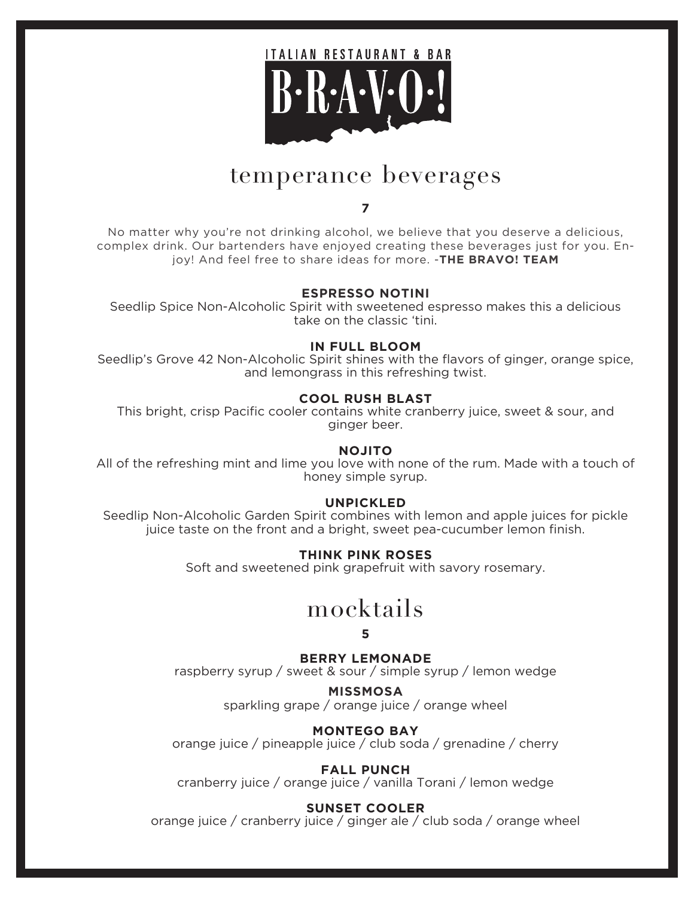ITALIAN RESTAURANT & BAR

# B·R·A·V·O·!

## temperance beverages

**7**

No matter why you're not drinking alcohol, we believe that you deserve a delicious, complex drink. Our bartenders have enjoyed creating these beverages just for you. Enjoy! And feel free to share ideas for more. -**THE BRAVO! TEAM**

**ESPRESSO NOTINI**
Seedlip Spice Non-Alcoholic Spirit with sweetened espresso makes this a delicious take on the classic 'tini.

**IN FULL BLOOM**
Seedlip's Grove 42 Non-Alcoholic Spirit shines with the flavors of ginger, orange spice, and lemongrass in this refreshing twist.

**COOL RUSH BLAST**
This bright, crisp Pacific cooler contains white cranberry juice, sweet & sour, and ginger beer.

**NOJITO**
All of the refreshing mint and lime you love with none of the rum. Made with a touch of honey simple syrup.

**UNPICKLED**
Seedlip Non-Alcoholic Garden Spirit combines with lemon and apple juices for pickle juice taste on the front and a bright, sweet pea-cucumber lemon finish.

**THINK PINK ROSES**
Soft and sweetened pink grapefruit with savory rosemary.

## mocktails

**5**

**BERRY LEMONADE**
raspberry syrup / sweet & sour / simple syrup / lemon wedge

**MISSMOSA**
sparkling grape / orange juice / orange wheel

**MONTEGO BAY**
orange juice / pineapple juice / club soda / grenadine / cherry

**FALL PUNCH**
cranberry juice / orange juice / vanilla Torani / lemon wedge

**SUNSET COOLER**
orange juice / cranberry juice / ginger ale / club soda / orange wheel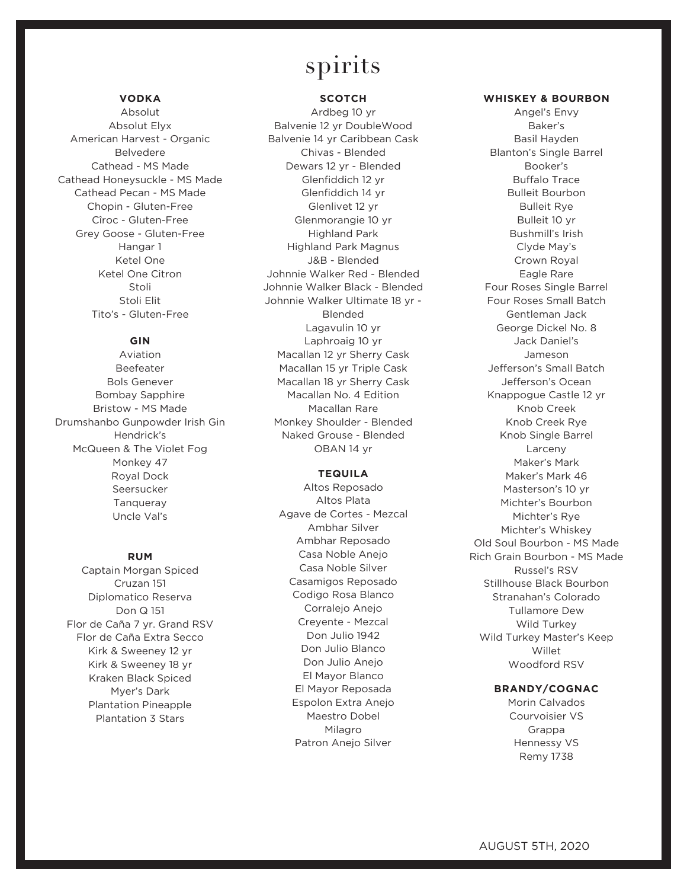# spirits

### VODKA

Absolut
Absolut Elyx
American Harvest - Organic
Belvedere
Cathead - MS Made
Cathead Honeysuckle - MS Made
Cathead Pecan - MS Made
Chopin - Gluten-Free
Cîroc - Gluten-Free
Grey Goose - Gluten-Free
Hangar 1
Ketel One
Ketel One Citron
Stoli
Stoli Elit
Tito's - Gluten-Free

### GIN

Aviation
Beefeater
Bols Genever
Bombay Sapphire
Bristow - MS Made
Drumshanbo Gunpowder Irish Gin
Hendrick's
McQueen & The Violet Fog
Monkey 47
Royal Dock
Seersucker
Tanqueray
Uncle Val's

### RUM

Captain Morgan Spiced
Cruzan 151
Diplomatico Reserva
Don Q 151
Flor de Caña 7 yr. Grand RSV
Flor de Caña Extra Secco
Kirk & Sweeney 12 yr
Kirk & Sweeney 18 yr
Kraken Black Spiced
Myer's Dark
Plantation Pineapple
Plantation 3 Stars

### SCOTCH

Ardbeg 10 yr
Balvenie 12 yr DoubleWood
Balvenie 14 yr Caribbean Cask
Chivas - Blended
Dewars 12 yr - Blended
Glenfiddich 12 yr
Glenfiddich 14 yr
Glenlivet 12 yr
Glenmorangie 10 yr
Highland Park
Highland Park Magnus
J&B - Blended
Johnnie Walker Red - Blended
Johnnie Walker Black - Blended
Johnnie Walker Ultimate 18 yr - Blended
Lagavulin 10 yr
Laphroaig 10 yr
Macallan 12 yr Sherry Cask
Macallan 15 yr Triple Cask
Macallan 18 yr Sherry Cask
Macallan No. 4 Edition
Macallan Rare
Monkey Shoulder - Blended
Naked Grouse - Blended
OBAN 14 yr

### TEQUILA

Altos Reposado
Altos Plata
Agave de Cortes - Mezcal
Ambhar Silver
Ambhar Reposado
Casa Noble Anejo
Casa Noble Silver
Casamigos Reposado
Codigo Rosa Blanco
Corralejo Anejo
Creyente - Mezcal
Don Julio 1942
Don Julio Blanco
Don Julio Anejo
El Mayor Blanco
El Mayor Reposada
Espolon Extra Anejo
Maestro Dobel
Milagro
Patron Anejo Silver

### WHISKEY & BOURBON

Angel's Envy
Baker's
Basil Hayden
Blanton's Single Barrel
Booker's
Buffalo Trace
Bulleit Bourbon
Bulleit Rye
Bulleit 10 yr
Bushmill's Irish
Clyde May's
Crown Royal
Eagle Rare
Four Roses Single Barrel
Four Roses Small Batch
Gentleman Jack
George Dickel No. 8
Jack Daniel's
Jameson
Jefferson's Small Batch
Jefferson's Ocean
Knappogue Castle 12 yr
Knob Creek
Knob Creek Rye
Knob Single Barrel
Larceny
Maker's Mark
Maker's Mark 46
Masterson's 10 yr
Michter's Bourbon
Michter's Rye
Michter's Whiskey
Old Soul Bourbon - MS Made
Rich Grain Bourbon - MS Made
Russel's RSV
Stillhouse Black Bourbon
Stranahan's Colorado
Tullamore Dew
Wild Turkey
Wild Turkey Master's Keep
Willet
Woodford RSV

### BRANDY/COGNAC

Morin Calvados
Courvoisier VS
Grappa
Hennessy VS
Remy 1738

AUGUST 5TH, 2020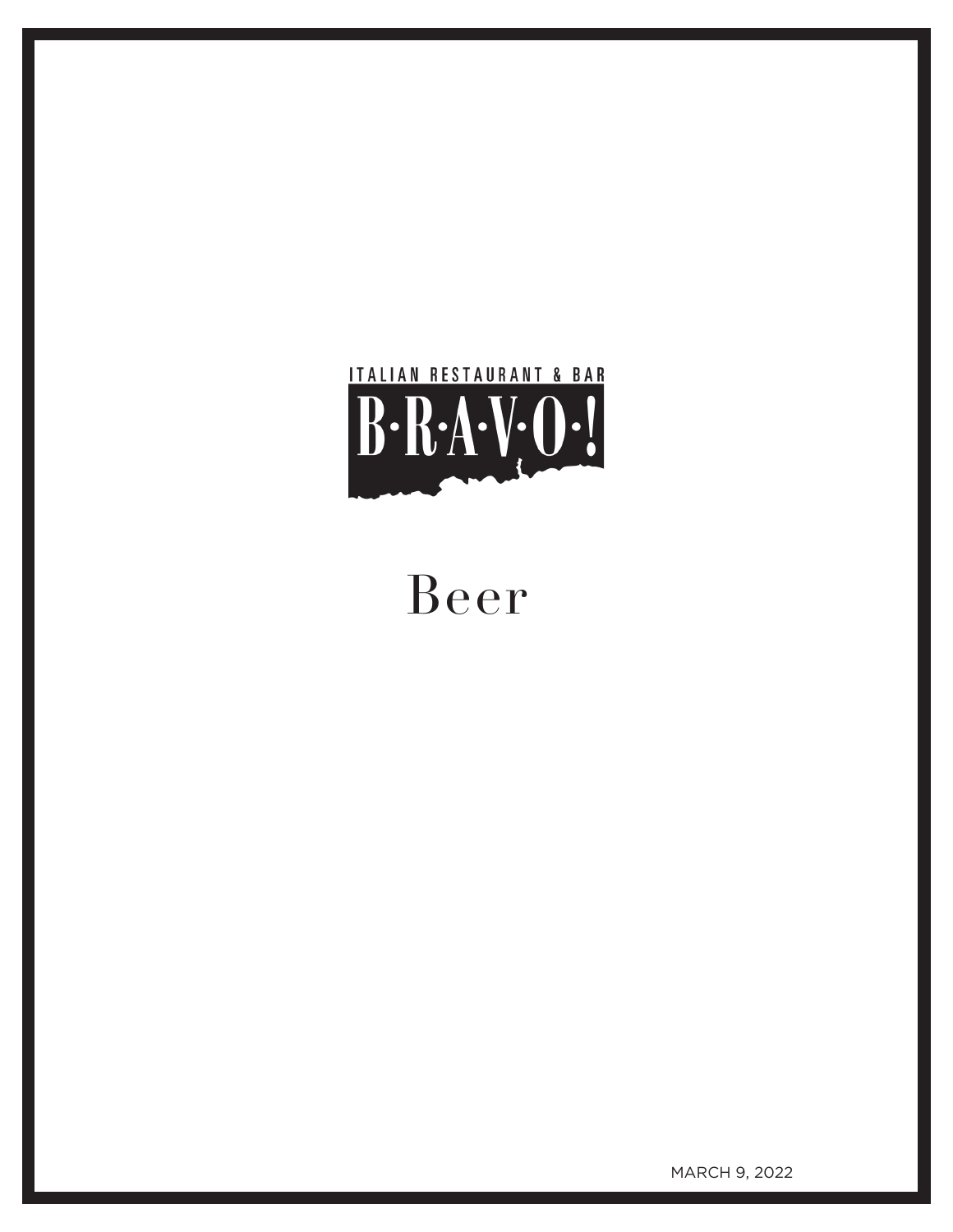ITALIAN RESTAURANT & BAR

B·R·A·V·O·!

# Beer

MARCH 9, 2022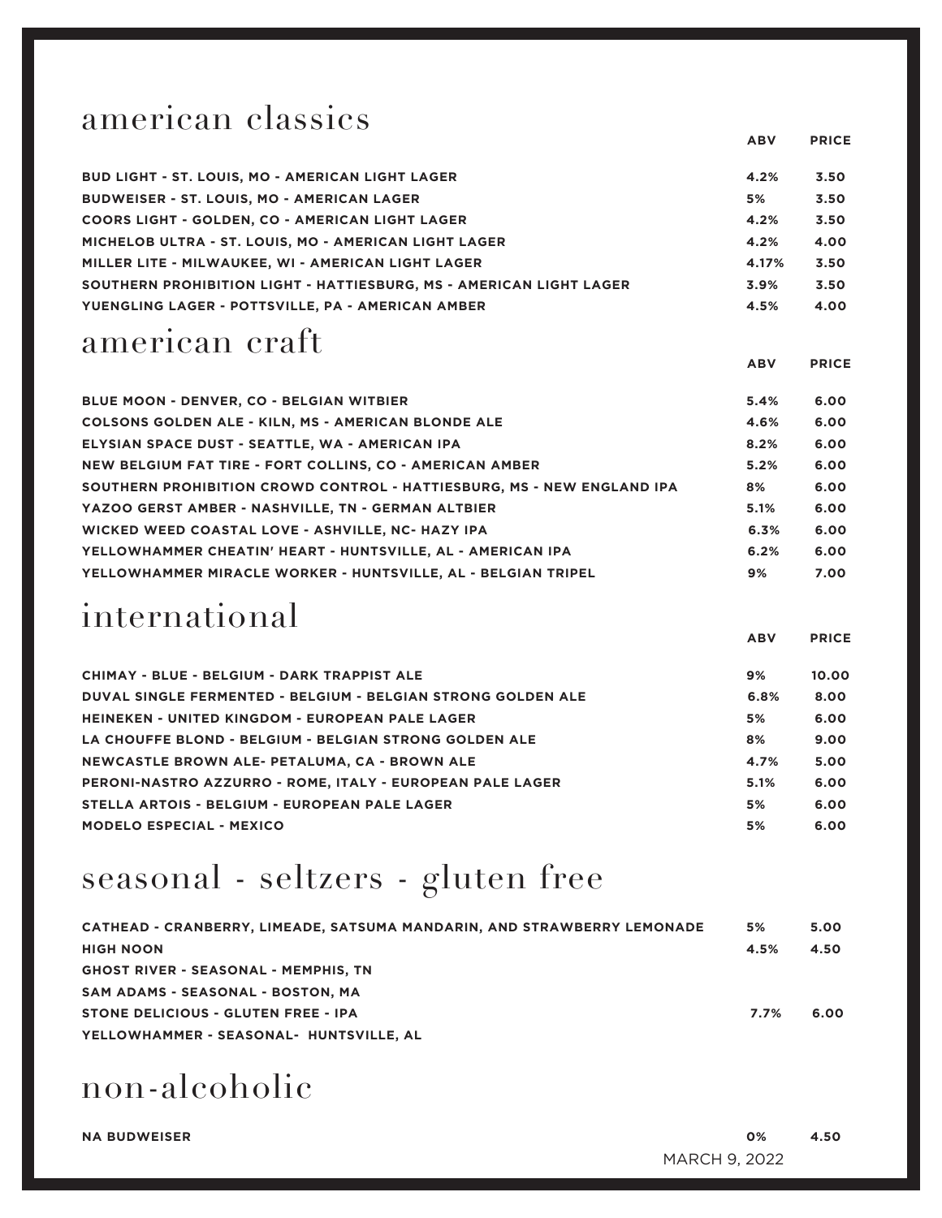## american classics

| | ABV | PRICE |
|---|---|---|
| BUD LIGHT - ST. LOUIS, MO - AMERICAN LIGHT LAGER | 4.2% | 3.50 |
| BUDWEISER - ST. LOUIS, MO - AMERICAN LAGER | 5% | 3.50 |
| COORS LIGHT - GOLDEN, CO - AMERICAN LIGHT LAGER | 4.2% | 3.50 |
| MICHELOB ULTRA - ST. LOUIS, MO - AMERICAN LIGHT LAGER | 4.2% | 4.00 |
| MILLER LITE - MILWAUKEE, WI - AMERICAN LIGHT LAGER | 4.17% | 3.50 |
| SOUTHERN PROHIBITION LIGHT - HATTIESBURG, MS - AMERICAN LIGHT LAGER | 3.9% | 3.50 |
| YUENGLING LAGER - POTTSVILLE, PA - AMERICAN AMBER | 4.5% | 4.00 |

## american craft

| | ABV | PRICE |
|---|---|---|
| BLUE MOON - DENVER, CO - BELGIAN WITBIER | 5.4% | 6.00 |
| COLSONS GOLDEN ALE - KILN, MS - AMERICAN BLONDE ALE | 4.6% | 6.00 |
| ELYSIAN SPACE DUST - SEATTLE, WA - AMERICAN IPA | 8.2% | 6.00 |
| NEW BELGIUM FAT TIRE - FORT COLLINS, CO - AMERICAN AMBER | 5.2% | 6.00 |
| SOUTHERN PROHIBITION CROWD CONTROL - HATTIESBURG, MS - NEW ENGLAND IPA | 8% | 6.00 |
| YAZOO GERST AMBER - NASHVILLE, TN - GERMAN ALTBIER | 5.1% | 6.00 |
| WICKED WEED COASTAL LOVE - ASHVILLE, NC- HAZY IPA | 6.3% | 6.00 |
| YELLOWHAMMER CHEATIN' HEART - HUNTSVILLE, AL - AMERICAN IPA | 6.2% | 6.00 |
| YELLOWHAMMER MIRACLE WORKER - HUNTSVILLE, AL - BELGIAN TRIPEL | 9% | 7.00 |

## international

| | ABV | PRICE |
|---|---|---|
| CHIMAY - BLUE - BELGIUM - DARK TRAPPIST ALE | 9% | 10.00 |
| DUVAL SINGLE FERMENTED - BELGIUM - BELGIAN STRONG GOLDEN ALE | 6.8% | 8.00 |
| HEINEKEN - UNITED KINGDOM - EUROPEAN PALE LAGER | 5% | 6.00 |
| LA CHOUFFE BLOND - BELGIUM - BELGIAN STRONG GOLDEN ALE | 8% | 9.00 |
| NEWCASTLE BROWN ALE- PETALUMA, CA - BROWN ALE | 4.7% | 5.00 |
| PERONI-NASTRO AZZURRO - ROME, ITALY - EUROPEAN PALE LAGER | 5.1% | 6.00 |
| STELLA ARTOIS - BELGIUM - EUROPEAN PALE LAGER | 5% | 6.00 |
| MODELO ESPECIAL - MEXICO | 5% | 6.00 |

## seasonal - seltzers - gluten free

| | | |
|---|---|---|
| CATHEAD - CRANBERRY, LIMEADE, SATSUMA MANDARIN, AND STRAWBERRY LEMONADE | 5% | 5.00 |
| HIGH NOON | 4.5% | 4.50 |
| GHOST RIVER - SEASONAL - MEMPHIS, TN | | |
| SAM ADAMS - SEASONAL - BOSTON, MA | | |
| STONE DELICIOUS - GLUTEN FREE - IPA | 7.7% | 6.00 |
| YELLOWHAMMER - SEASONAL- HUNTSVILLE, AL | | |

## non-alcoholic

| | | |
|---|---|---|
| NA BUDWEISER | 0% | 4.50 |

MARCH 9, 2022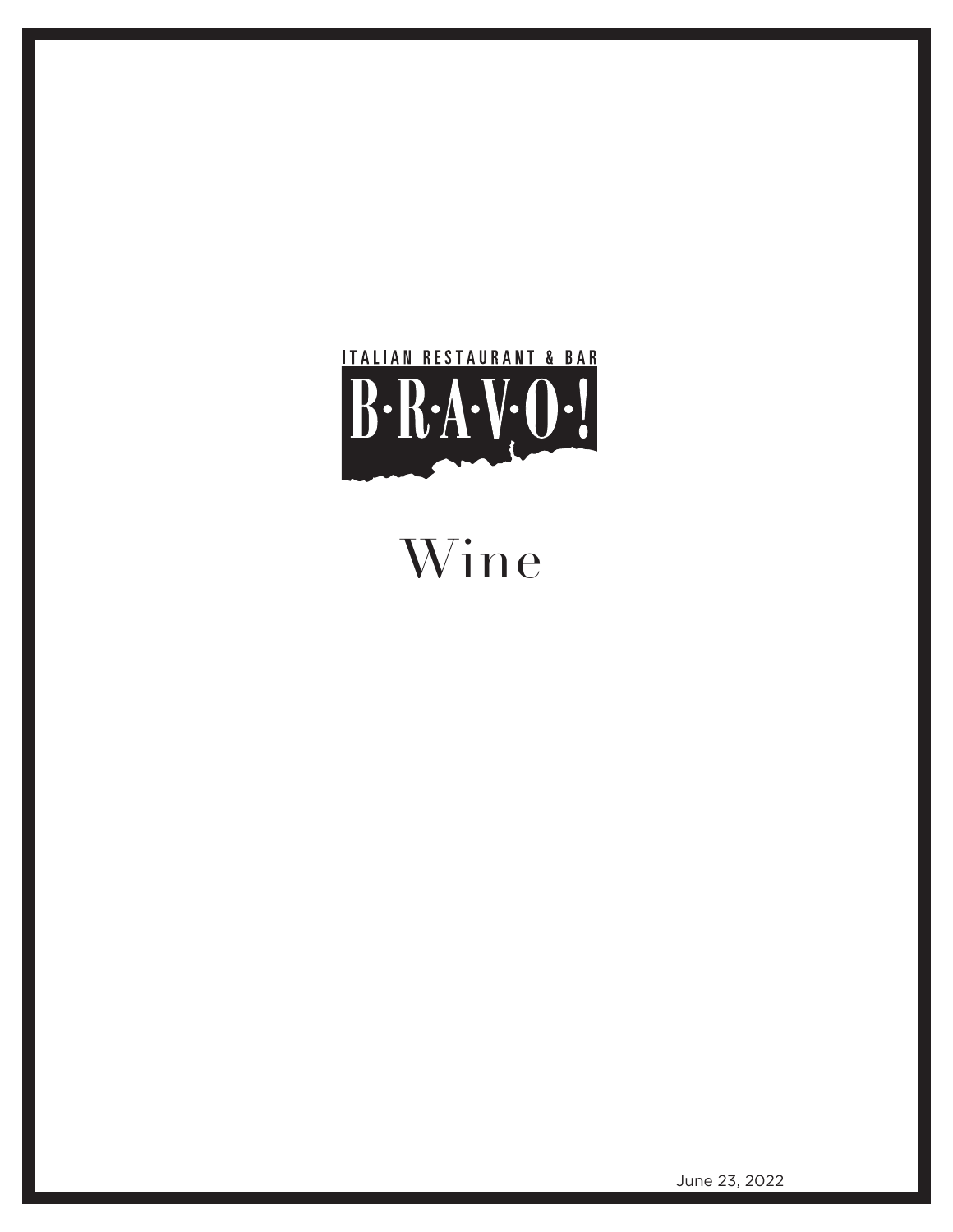ITALIAN RESTAURANT & BAR

# B·R·A·V·O·!

# Wine

June 23, 2022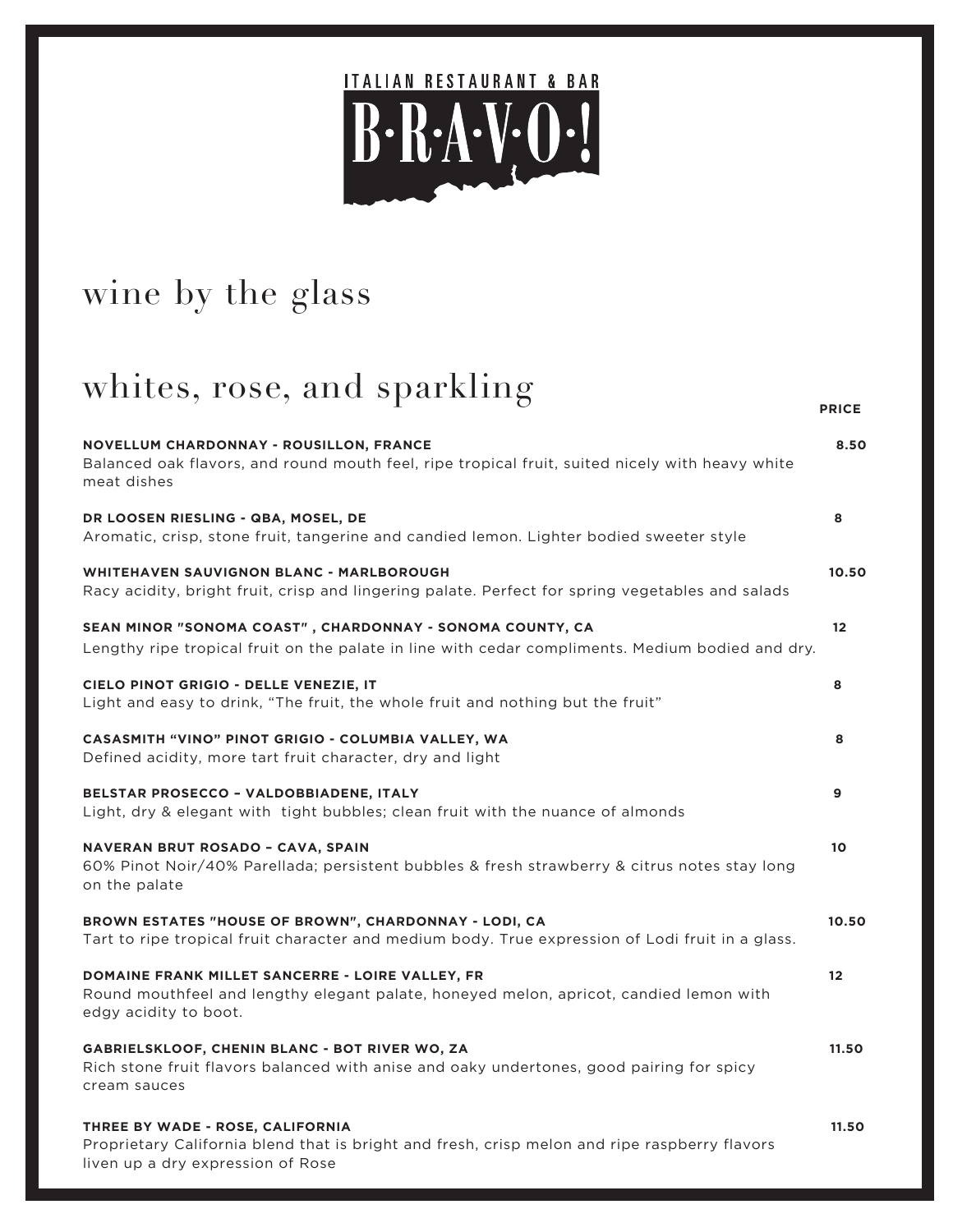ITALIAN RESTAURANT & BAR

# B·R·A·V·O·!

# wine by the glass

## whites, rose, and sparkling

| | PRICE |
|---|---|
| **NOVELLUM CHARDONNAY - ROUSILLON, FRANCE**<br>Balanced oak flavors, and round mouth feel, ripe tropical fruit, suited nicely with heavy white meat dishes | 8.50 |
| **DR LOOSEN RIESLING - QBA, MOSEL, DE**<br>Aromatic, crisp, stone fruit, tangerine and candied lemon. Lighter bodied sweeter style | 8 |
| **WHITEHAVEN SAUVIGNON BLANC - MARLBOROUGH**<br>Racy acidity, bright fruit, crisp and lingering palate. Perfect for spring vegetables and salads | 10.50 |
| **SEAN MINOR "SONOMA COAST" , CHARDONNAY - SONOMA COUNTY, CA**<br>Lengthy ripe tropical fruit on the palate in line with cedar compliments. Medium bodied and dry. | 12 |
| **CIELO PINOT GRIGIO - DELLE VENEZIE, IT**<br>Light and easy to drink, "The fruit, the whole fruit and nothing but the fruit" | 8 |
| **CASASMITH "VINO" PINOT GRIGIO - COLUMBIA VALLEY, WA**<br>Defined acidity, more tart fruit character, dry and light | 8 |
| **BELSTAR PROSECCO – VALDOBBIADENE, ITALY**<br>Light, dry & elegant with tight bubbles; clean fruit with the nuance of almonds | 9 |
| **NAVERAN BRUT ROSADO – CAVA, SPAIN**<br>60% Pinot Noir/40% Parellada; persistent bubbles & fresh strawberry & citrus notes stay long on the palate | 10 |
| **BROWN ESTATES "HOUSE OF BROWN", CHARDONNAY - LODI, CA**<br>Tart to ripe tropical fruit character and medium body. True expression of Lodi fruit in a glass. | 10.50 |
| **DOMAINE FRANK MILLET SANCERRE - LOIRE VALLEY, FR**<br>Round mouthfeel and lengthy elegant palate, honeyed melon, apricot, candied lemon with edgy acidity to boot. | 12 |
| **GABRIELSKLOOF, CHENIN BLANC - BOT RIVER WO, ZA**<br>Rich stone fruit flavors balanced with anise and oaky undertones, good pairing for spicy cream sauces | 11.50 |
| **THREE BY WADE - ROSE, CALIFORNIA**<br>Proprietary California blend that is bright and fresh, crisp melon and ripe raspberry flavors liven up a dry expression of Rose | 11.50 |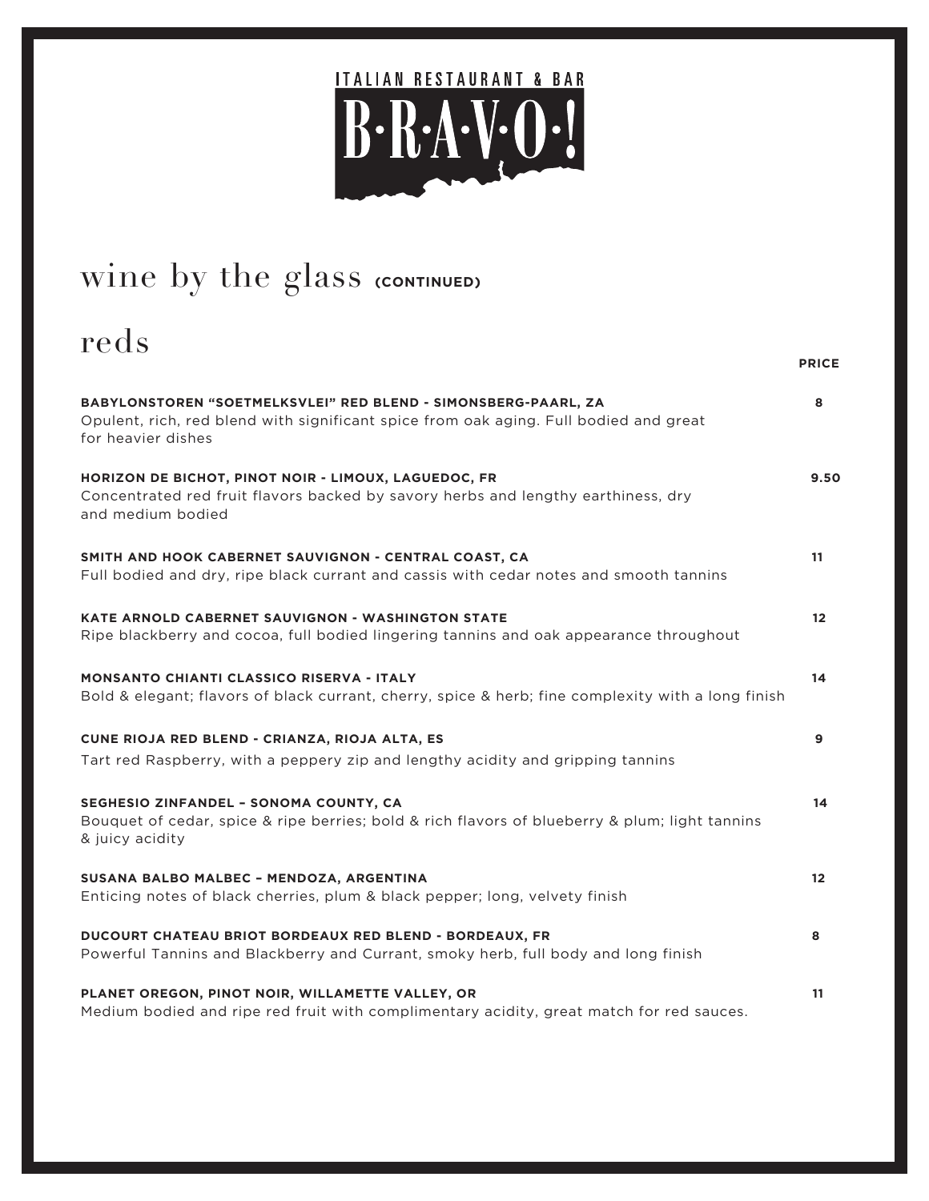ITALIAN RESTAURANT & BAR

# B·R·A·V·O·!

## wine by the glass **(CONTINUED)**

## reds

| | PRICE |
|---|---|
| **BABYLONSTOREN "SOETMELKSVLEI" RED BLEND - SIMONSBERG-PAARL, ZA**<br>Opulent, rich, red blend with significant spice from oak aging. Full bodied and great for heavier dishes | 8 |
| **HORIZON DE BICHOT, PINOT NOIR - LIMOUX, LAGUEDOC, FR**<br>Concentrated red fruit flavors backed by savory herbs and lengthy earthiness, dry and medium bodied | 9.50 |
| **SMITH AND HOOK CABERNET SAUVIGNON - CENTRAL COAST, CA**<br>Full bodied and dry, ripe black currant and cassis with cedar notes and smooth tannins | 11 |
| **KATE ARNOLD CABERNET SAUVIGNON - WASHINGTON STATE**<br>Ripe blackberry and cocoa, full bodied lingering tannins and oak appearance throughout | 12 |
| **MONSANTO CHIANTI CLASSICO RISERVA - ITALY**<br>Bold & elegant; flavors of black currant, cherry, spice & herb; fine complexity with a long finish | 14 |
| **CUNE RIOJA RED BLEND - CRIANZA, RIOJA ALTA, ES**<br>Tart red Raspberry, with a peppery zip and lengthy acidity and gripping tannins | 9 |
| **SEGHESIO ZINFANDEL – SONOMA COUNTY, CA**<br>Bouquet of cedar, spice & ripe berries; bold & rich flavors of blueberry & plum; light tannins & juicy acidity | 14 |
| **SUSANA BALBO MALBEC – MENDOZA, ARGENTINA**<br>Enticing notes of black cherries, plum & black pepper; long, velvety finish | 12 |
| **DUCOURT CHATEAU BRIOT BORDEAUX RED BLEND - BORDEAUX, FR**<br>Powerful Tannins and Blackberry and Currant, smoky herb, full body and long finish | 8 |
| **PLANET OREGON, PINOT NOIR, WILLAMETTE VALLEY, OR**<br>Medium bodied and ripe red fruit with complimentary acidity, great match for red sauces. | 11 |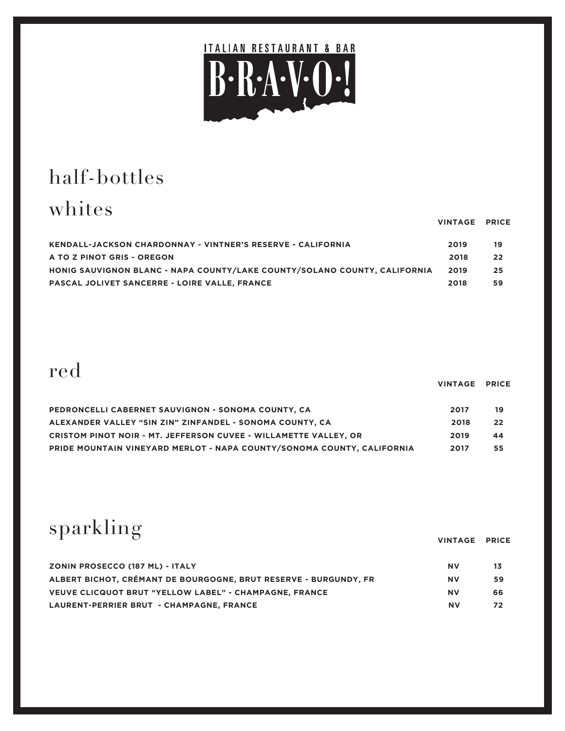ITALIAN RESTAURANT & BAR

# B·R·A·V·O·!

## half-bottles

## whites

| | VINTAGE | PRICE |
|---|---|---|
| KENDALL-JACKSON CHARDONNAY - VINTNER'S RESERVE - CALIFORNIA | 2019 | 19 |
| A TO Z PINOT GRIS - OREGON | 2018 | 22 |
| HONIG SAUVIGNON BLANC - NAPA COUNTY/LAKE COUNTY/SOLANO COUNTY, CALIFORNIA | 2019 | 25 |
| PASCAL JOLIVET SANCERRE - LOIRE VALLE, FRANCE | 2018 | 59 |

## red

| | VINTAGE | PRICE |
|---|---|---|
| PEDRONCELLI CABERNET SAUVIGNON - SONOMA COUNTY, CA | 2017 | 19 |
| ALEXANDER VALLEY "SIN ZIN" ZINFANDEL - SONOMA COUNTY, CA | 2018 | 22 |
| CRISTOM PINOT NOIR - MT. JEFFERSON CUVEE - WILLAMETTE VALLEY, OR | 2019 | 44 |
| PRIDE MOUNTAIN VINEYARD MERLOT - NAPA COUNTY/SONOMA COUNTY, CALIFORNIA | 2017 | 55 |

## sparkling

| | VINTAGE | PRICE |
|---|---|---|
| ZONIN PROSECCO (187 ML) - ITALY | NV | 13 |
| ALBERT BICHOT, CRÉMANT DE BOURGOGNE, BRUT RESERVE - BURGUNDY, FR | NV | 59 |
| VEUVE CLICQUOT BRUT "YELLOW LABEL" - CHAMPAGNE, FRANCE | NV | 66 |
| LAURENT-PERRIER BRUT - CHAMPAGNE, FRANCE | NV | 72 |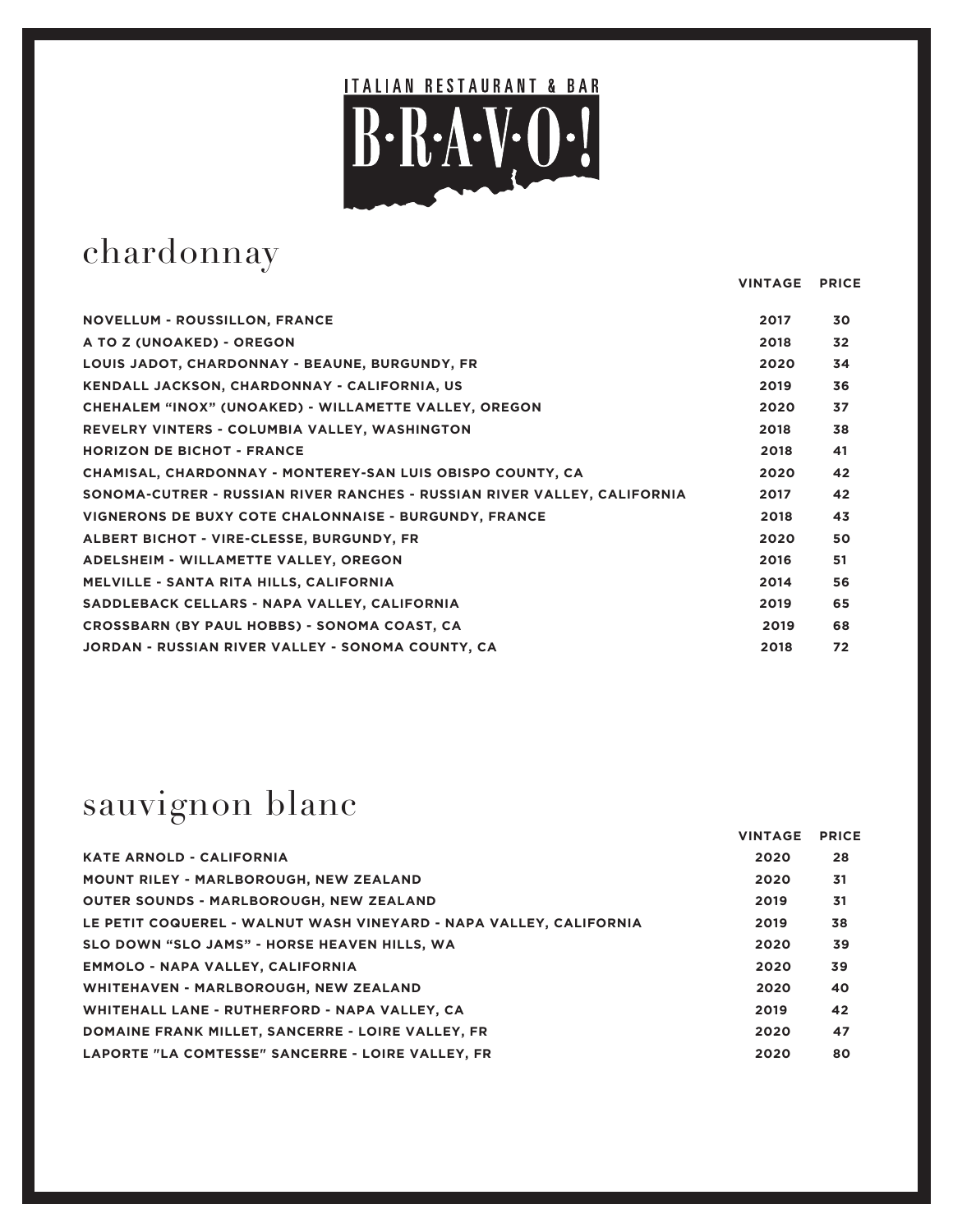ITALIAN RESTAURANT & BAR

# B·R·A·V·O·!

## chardonnay

| | VINTAGE | PRICE |
|---|---|---|
| NOVELLUM - ROUSSILLON, FRANCE | 2017 | 30 |
| A TO Z (UNOAKED) - OREGON | 2018 | 32 |
| LOUIS JADOT, CHARDONNAY - BEAUNE, BURGUNDY, FR | 2020 | 34 |
| KENDALL JACKSON, CHARDONNAY - CALIFORNIA, US | 2019 | 36 |
| CHEHALEM “INOX” (UNOAKED) - WILLAMETTE VALLEY, OREGON | 2020 | 37 |
| REVELRY VINTERS - COLUMBIA VALLEY, WASHINGTON | 2018 | 38 |
| HORIZON DE BICHOT - FRANCE | 2018 | 41 |
| CHAMISAL, CHARDONNAY - MONTEREY-SAN LUIS OBISPO COUNTY, CA | 2020 | 42 |
| SONOMA-CUTRER - RUSSIAN RIVER RANCHES - RUSSIAN RIVER VALLEY, CALIFORNIA | 2017 | 42 |
| VIGNERONS DE BUXY COTE CHALONNAISE - BURGUNDY, FRANCE | 2018 | 43 |
| ALBERT BICHOT - VIRE-CLESSE, BURGUNDY, FR | 2020 | 50 |
| ADELSHEIM - WILLAMETTE VALLEY, OREGON | 2016 | 51 |
| MELVILLE - SANTA RITA HILLS, CALIFORNIA | 2014 | 56 |
| SADDLEBACK CELLARS - NAPA VALLEY, CALIFORNIA | 2019 | 65 |
| CROSSBARN (BY PAUL HOBBS) - SONOMA COAST, CA | 2019 | 68 |
| JORDAN - RUSSIAN RIVER VALLEY - SONOMA COUNTY, CA | 2018 | 72 |

## sauvignon blanc

| | VINTAGE | PRICE |
|---|---|---|
| KATE ARNOLD - CALIFORNIA | 2020 | 28 |
| MOUNT RILEY - MARLBOROUGH, NEW ZEALAND | 2020 | 31 |
| OUTER SOUNDS - MARLBOROUGH, NEW ZEALAND | 2019 | 31 |
| LE PETIT COQUEREL - WALNUT WASH VINEYARD - NAPA VALLEY, CALIFORNIA | 2019 | 38 |
| SLO DOWN “SLO JAMS” - HORSE HEAVEN HILLS, WA | 2020 | 39 |
| EMMOLO - NAPA VALLEY, CALIFORNIA | 2020 | 39 |
| WHITEHAVEN - MARLBOROUGH, NEW ZEALAND | 2020 | 40 |
| WHITEHALL LANE - RUTHERFORD - NAPA VALLEY, CA | 2019 | 42 |
| DOMAINE FRANK MILLET, SANCERRE - LOIRE VALLEY, FR | 2020 | 47 |
| LAPORTE "LA COMTESSE" SANCERRE - LOIRE VALLEY, FR | 2020 | 80 |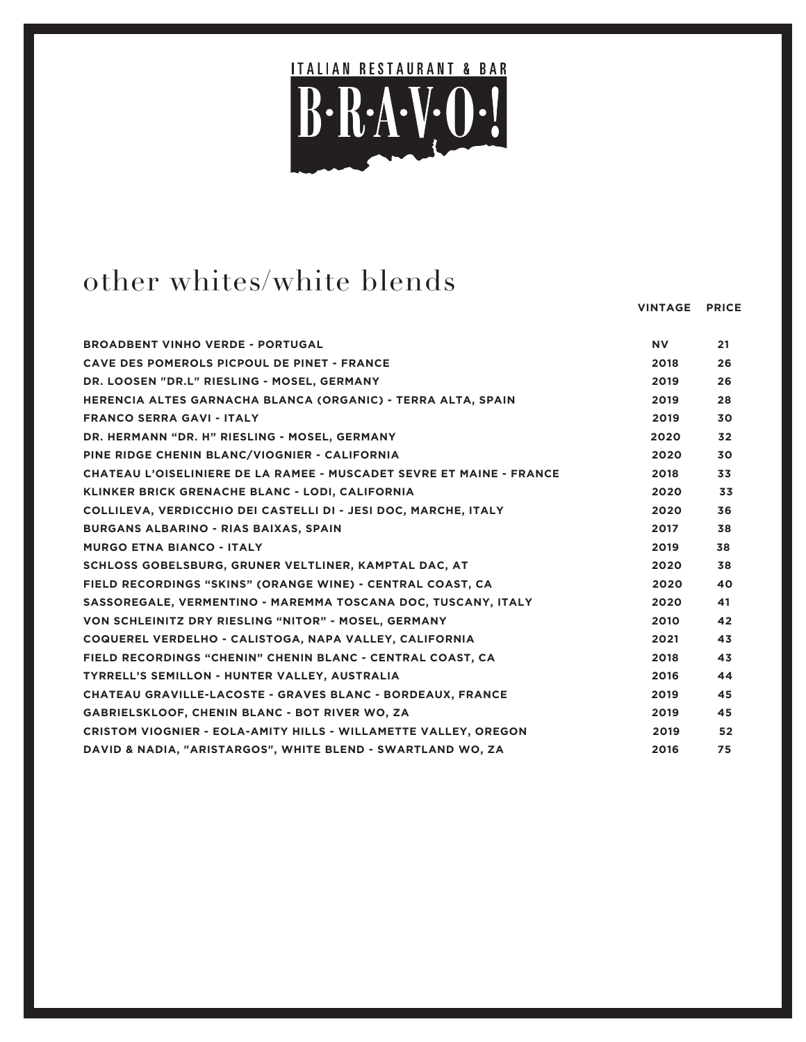ITALIAN RESTAURANT & BAR

B·R·A·V·O·!

# other whites/white blends

| | VINTAGE | PRICE |
|---|---|---|
| BROADBENT VINHO VERDE - PORTUGAL | NV | 21 |
| CAVE DES POMEROLS PICPOUL DE PINET - FRANCE | 2018 | 26 |
| DR. LOOSEN "DR.L" RIESLING - MOSEL, GERMANY | 2019 | 26 |
| HERENCIA ALTES GARNACHA BLANCA (ORGANIC) - TERRA ALTA, SPAIN | 2019 | 28 |
| FRANCO SERRA GAVI - ITALY | 2019 | 30 |
| DR. HERMANN "DR. H" RIESLING - MOSEL, GERMANY | 2020 | 32 |
| PINE RIDGE CHENIN BLANC/VIOGNIER - CALIFORNIA | 2020 | 30 |
| CHATEAU L'OISELINIERE DE LA RAMEE - MUSCADET SEVRE ET MAINE - FRANCE | 2018 | 33 |
| KLINKER BRICK GRENACHE BLANC - LODI, CALIFORNIA | 2020 | 33 |
| COLLILEVA, VERDICCHIO DEI CASTELLI DI - JESI DOC, MARCHE, ITALY | 2020 | 36 |
| BURGANS ALBARINO - RIAS BAIXAS, SPAIN | 2017 | 38 |
| MURGO ETNA BIANCO - ITALY | 2019 | 38 |
| SCHLOSS GOBELSBURG, GRUNER VELTLINER, KAMPTAL DAC, AT | 2020 | 38 |
| FIELD RECORDINGS "SKINS" (ORANGE WINE) - CENTRAL COAST, CA | 2020 | 40 |
| SASSOREGALE, VERMENTINO - MAREMMA TOSCANA DOC, TUSCANY, ITALY | 2020 | 41 |
| VON SCHLEINITZ DRY RIESLING "NITOR" - MOSEL, GERMANY | 2010 | 42 |
| COQUEREL VERDELHO - CALISTOGA, NAPA VALLEY, CALIFORNIA | 2021 | 43 |
| FIELD RECORDINGS "CHENIN" CHENIN BLANC - CENTRAL COAST, CA | 2018 | 43 |
| TYRRELL'S SEMILLON - HUNTER VALLEY, AUSTRALIA | 2016 | 44 |
| CHATEAU GRAVILLE-LACOSTE - GRAVES BLANC - BORDEAUX, FRANCE | 2019 | 45 |
| GABRIELSKLOOF, CHENIN BLANC - BOT RIVER WO, ZA | 2019 | 45 |
| CRISTOM VIOGNIER - EOLA-AMITY HILLS - WILLAMETTE VALLEY, OREGON | 2019 | 52 |
| DAVID & NADIA, "ARISTARGOS", WHITE BLEND - SWARTLAND WO, ZA | 2016 | 75 |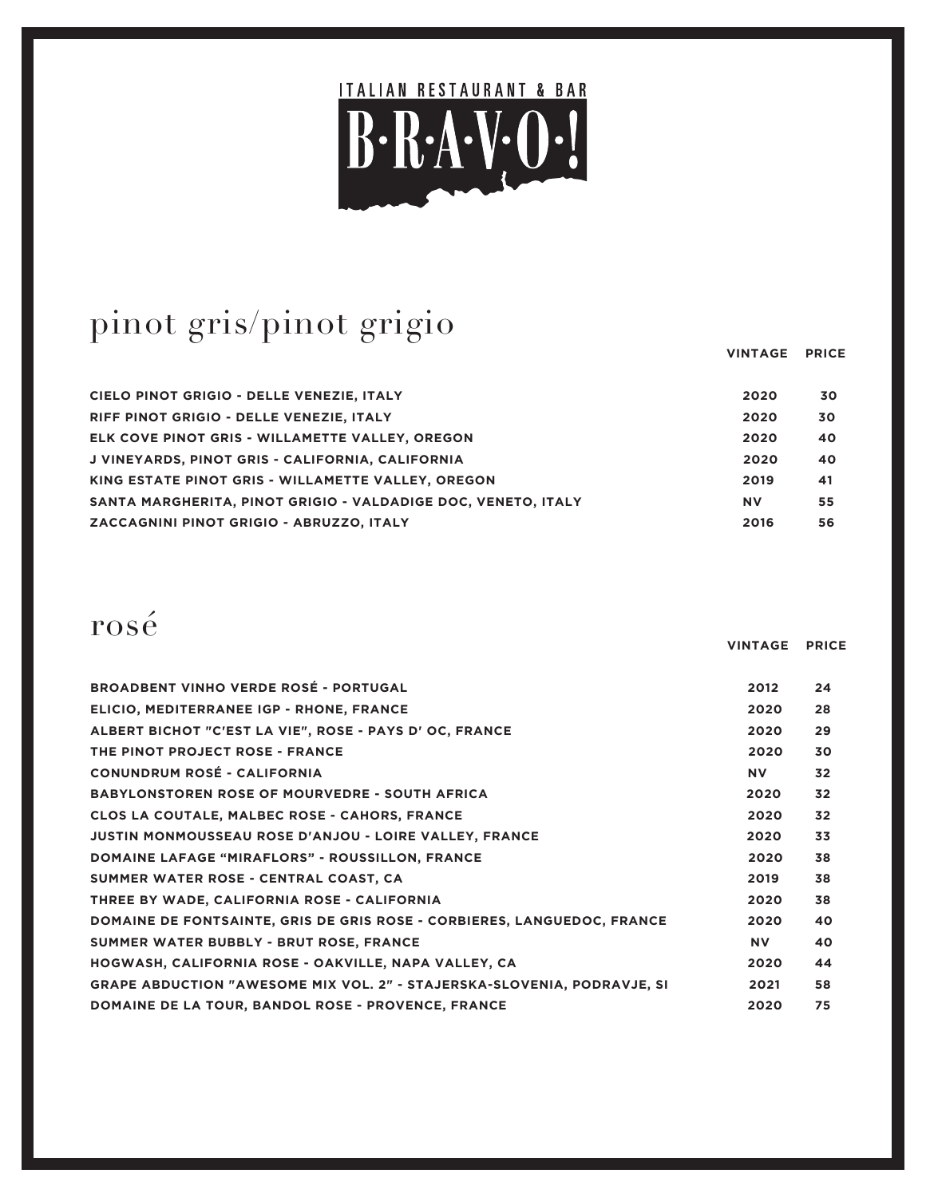ITALIAN RESTAURANT & BAR

# B·R·A·V·O·!

## pinot gris/pinot grigio

| | VINTAGE | PRICE |
|---|---|---|
| CIELO PINOT GRIGIO - DELLE VENEZIE, ITALY | 2020 | 30 |
| RIFF PINOT GRIGIO - DELLE VENEZIE, ITALY | 2020 | 30 |
| ELK COVE PINOT GRIS - WILLAMETTE VALLEY, OREGON | 2020 | 40 |
| J VINEYARDS, PINOT GRIS - CALIFORNIA, CALIFORNIA | 2020 | 40 |
| KING ESTATE PINOT GRIS - WILLAMETTE VALLEY, OREGON | 2019 | 41 |
| SANTA MARGHERITA, PINOT GRIGIO - VALDADIGE DOC, VENETO, ITALY | NV | 55 |
| ZACCAGNINI PINOT GRIGIO - ABRUZZO, ITALY | 2016 | 56 |

## rosé

| | VINTAGE | PRICE |
|---|---|---|
| BROADBENT VINHO VERDE ROSÉ - PORTUGAL | 2012 | 24 |
| ELICIO, MEDITERRANEE IGP - RHONE, FRANCE | 2020 | 28 |
| ALBERT BICHOT "C'EST LA VIE", ROSE - PAYS D' OC, FRANCE | 2020 | 29 |
| THE PINOT PROJECT ROSE - FRANCE | 2020 | 30 |
| CONUNDRUM ROSÉ - CALIFORNIA | NV | 32 |
| BABYLONSTOREN ROSE OF MOURVEDRE - SOUTH AFRICA | 2020 | 32 |
| CLOS LA COUTALE, MALBEC ROSE - CAHORS, FRANCE | 2020 | 32 |
| JUSTIN MONMOUSSEAU ROSE D'ANJOU - LOIRE VALLEY, FRANCE | 2020 | 33 |
| DOMAINE LAFAGE "MIRAFLORS" - ROUSSILLON, FRANCE | 2020 | 38 |
| SUMMER WATER ROSE - CENTRAL COAST, CA | 2019 | 38 |
| THREE BY WADE, CALIFORNIA ROSE - CALIFORNIA | 2020 | 38 |
| DOMAINE DE FONTSAINTE, GRIS DE GRIS ROSE - CORBIERES, LANGUEDOC, FRANCE | 2020 | 40 |
| SUMMER WATER BUBBLY - BRUT ROSE, FRANCE | NV | 40 |
| HOGWASH, CALIFORNIA ROSE - OAKVILLE, NAPA VALLEY, CA | 2020 | 44 |
| GRAPE ABDUCTION "AWESOME MIX VOL. 2" - STAJERSKA-SLOVENIA, PODRAVJE, SI | 2021 | 58 |
| DOMAINE DE LA TOUR, BANDOL ROSE - PROVENCE, FRANCE | 2020 | 75 |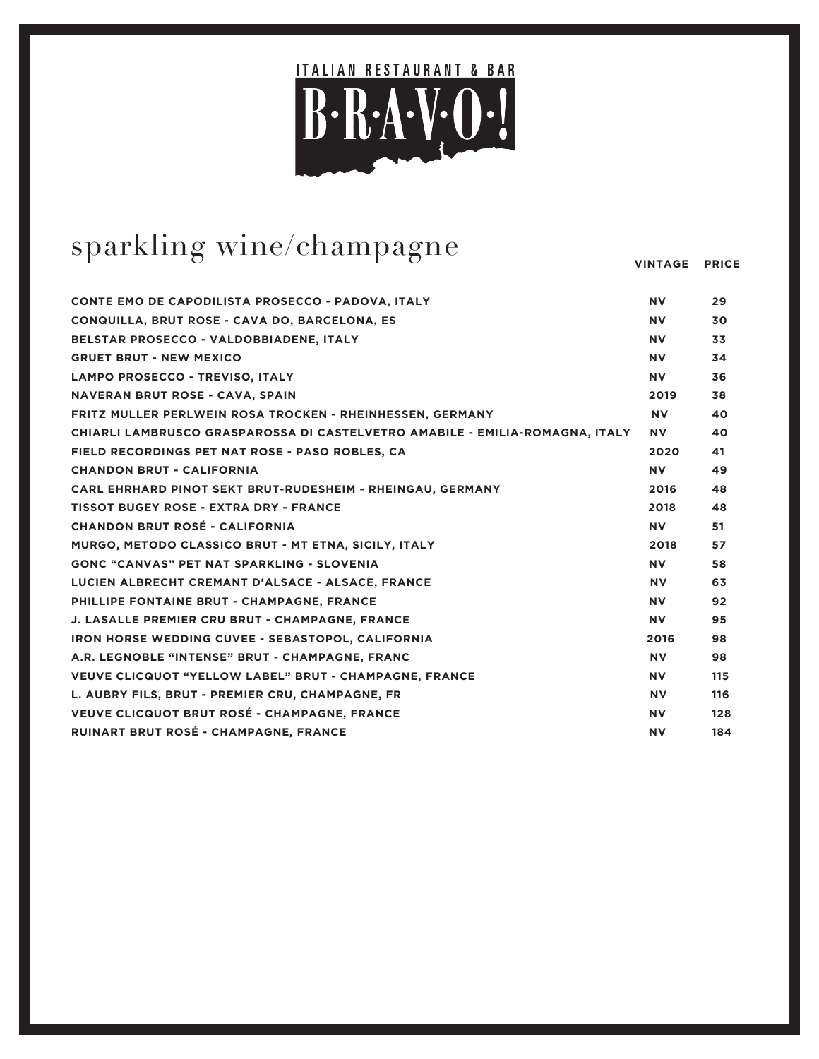ITALIAN RESTAURANT & BAR

B·R·A·V·O·!

# sparkling wine/champagne

| | VINTAGE | PRICE |
|---|---|---|
| CONTE EMO DE CAPODILISTA PROSECCO - PADOVA, ITALY | NV | 29 |
| CONQUILLA, BRUT ROSE - CAVA DO, BARCELONA, ES | NV | 30 |
| BELSTAR PROSECCO - VALDOBBIADENE, ITALY | NV | 33 |
| GRUET BRUT - NEW MEXICO | NV | 34 |
| LAMPO PROSECCO - TREVISO, ITALY | NV | 36 |
| NAVERAN BRUT ROSE - CAVA, SPAIN | 2019 | 38 |
| FRITZ MULLER PERLWEIN ROSA TROCKEN - RHEINHESSEN, GERMANY | NV | 40 |
| CHIARLI LAMBRUSCO GRASPAROSSA DI CASTELVETRO AMABILE - EMILIA-ROMAGNA, ITALY | NV | 40 |
| FIELD RECORDINGS PET NAT ROSE - PASO ROBLES, CA | 2020 | 41 |
| CHANDON BRUT - CALIFORNIA | NV | 49 |
| CARL EHRHARD PINOT SEKT BRUT-RUDESHEIM - RHEINGAU, GERMANY | 2016 | 48 |
| TISSOT BUGEY ROSE - EXTRA DRY - FRANCE | 2018 | 48 |
| CHANDON BRUT ROSÉ - CALIFORNIA | NV | 51 |
| MURGO, METODO CLASSICO BRUT - MT ETNA, SICILY, ITALY | 2018 | 57 |
| GONC "CANVAS" PET NAT SPARKLING - SLOVENIA | NV | 58 |
| LUCIEN ALBRECHT CREMANT D'ALSACE - ALSACE, FRANCE | NV | 63 |
| PHILLIPE FONTAINE BRUT - CHAMPAGNE, FRANCE | NV | 92 |
| J. LASALLE PREMIER CRU BRUT - CHAMPAGNE, FRANCE | NV | 95 |
| IRON HORSE WEDDING CUVEE - SEBASTOPOL, CALIFORNIA | 2016 | 98 |
| A.R. LEGNOBLE "INTENSE" BRUT - CHAMPAGNE, FRANC | NV | 98 |
| VEUVE CLICQUOT "YELLOW LABEL" BRUT - CHAMPAGNE, FRANCE | NV | 115 |
| L. AUBRY FILS, BRUT - PREMIER CRU, CHAMPAGNE, FR | NV | 116 |
| VEUVE CLICQUOT BRUT ROSÉ - CHAMPAGNE, FRANCE | NV | 128 |
| RUINART BRUT ROSÉ - CHAMPAGNE, FRANCE | NV | 184 |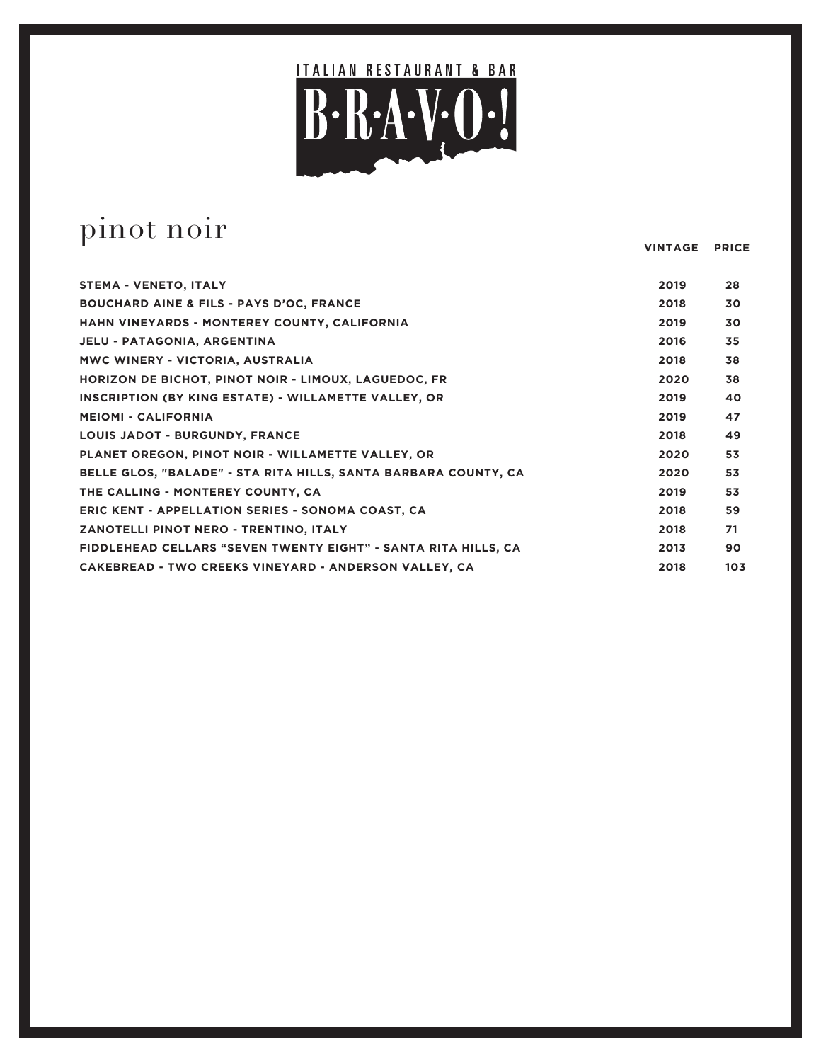ITALIAN RESTAURANT & BAR

B·R·A·V·O·!

# pinot noir

| | VINTAGE | PRICE |
|---|---|---|
| STEMA - VENETO, ITALY | 2019 | 28 |
| BOUCHARD AINE & FILS - PAYS D'OC, FRANCE | 2018 | 30 |
| HAHN VINEYARDS - MONTEREY COUNTY, CALIFORNIA | 2019 | 30 |
| JELU - PATAGONIA, ARGENTINA | 2016 | 35 |
| MWC WINERY - VICTORIA, AUSTRALIA | 2018 | 38 |
| HORIZON DE BICHOT, PINOT NOIR - LIMOUX, LAGUEDOC, FR | 2020 | 38 |
| INSCRIPTION (BY KING ESTATE) - WILLAMETTE VALLEY, OR | 2019 | 40 |
| MEIOMI - CALIFORNIA | 2019 | 47 |
| LOUIS JADOT - BURGUNDY, FRANCE | 2018 | 49 |
| PLANET OREGON, PINOT NOIR - WILLAMETTE VALLEY, OR | 2020 | 53 |
| BELLE GLOS, "BALADE" - STA RITA HILLS, SANTA BARBARA COUNTY, CA | 2020 | 53 |
| THE CALLING - MONTEREY COUNTY, CA | 2019 | 53 |
| ERIC KENT - APPELLATION SERIES - SONOMA COAST, CA | 2018 | 59 |
| ZANOTELLI PINOT NERO - TRENTINO, ITALY | 2018 | 71 |
| FIDDLEHEAD CELLARS "SEVEN TWENTY EIGHT" - SANTA RITA HILLS, CA | 2013 | 90 |
| CAKEBREAD - TWO CREEKS VINEYARD - ANDERSON VALLEY, CA | 2018 | 103 |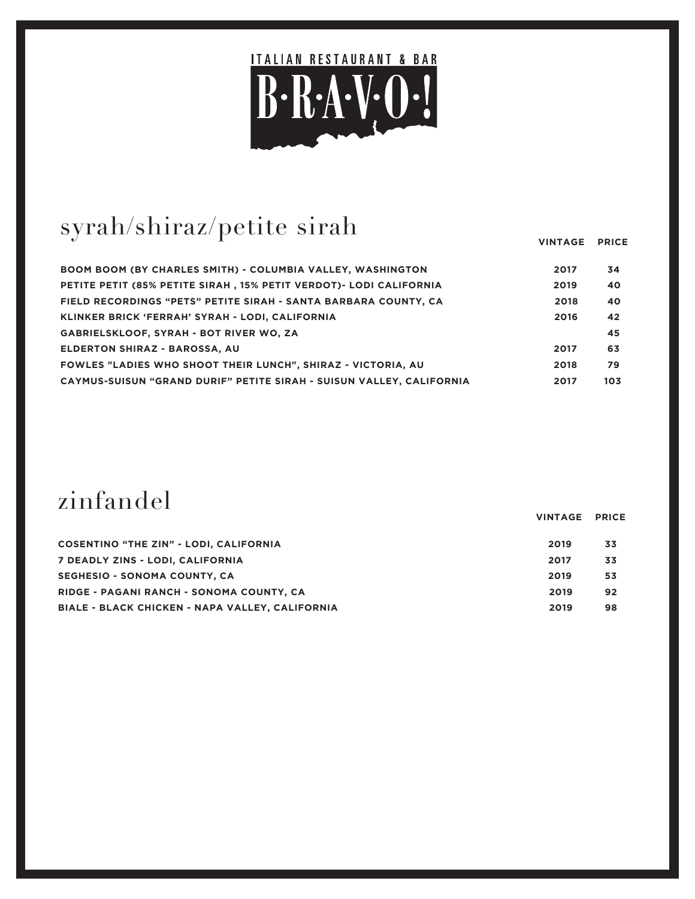ITALIAN RESTAURANT & BAR

# B·R·A·V·O·!

## syrah/shiraz/petite sirah

| | VINTAGE | PRICE |
|---|---|---|
| BOOM BOOM (BY CHARLES SMITH) - COLUMBIA VALLEY, WASHINGTON | 2017 | 34 |
| PETITE PETIT (85% PETITE SIRAH , 15% PETIT VERDOT)- LODI CALIFORNIA | 2019 | 40 |
| FIELD RECORDINGS “PETS” PETITE SIRAH - SANTA BARBARA COUNTY, CA | 2018 | 40 |
| KLINKER BRICK ‘FERRAH’ SYRAH - LODI, CALIFORNIA | 2016 | 42 |
| GABRIELSKLOOF, SYRAH - BOT RIVER WO, ZA | | 45 |
| ELDERTON SHIRAZ - BAROSSA, AU | 2017 | 63 |
| FOWLES "LADIES WHO SHOOT THEIR LUNCH", SHIRAZ - VICTORIA, AU | 2018 | 79 |
| CAYMUS-SUISUN “GRAND DURIF” PETITE SIRAH - SUISUN VALLEY, CALIFORNIA | 2017 | 103 |

## zinfandel

| | VINTAGE | PRICE |
|---|---|---|
| COSENTINO “THE ZIN” - LODI, CALIFORNIA | 2019 | 33 |
| 7 DEADLY ZINS - LODI, CALIFORNIA | 2017 | 33 |
| SEGHESIO - SONOMA COUNTY, CA | 2019 | 53 |
| RIDGE - PAGANI RANCH - SONOMA COUNTY, CA | 2019 | 92 |
| BIALE - BLACK CHICKEN - NAPA VALLEY, CALIFORNIA | 2019 | 98 |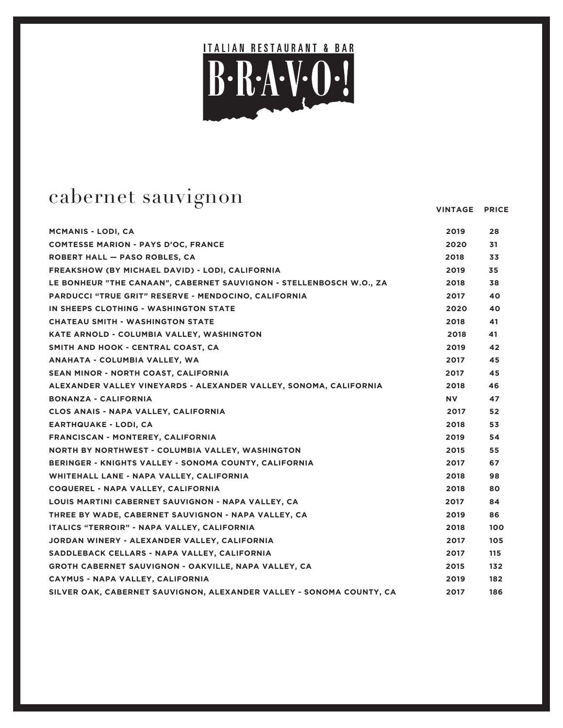ITALIAN RESTAURANT & BAR

# B·R·A·V·O·!

## cabernet sauvignon

| | VINTAGE | PRICE |
|---|---|---|
| MCMANIS - LODI, CA | 2019 | 28 |
| COMTESSE MARION - PAYS D'OC, FRANCE | 2020 | 31 |
| ROBERT HALL — PASO ROBLES, CA | 2018 | 33 |
| FREAKSHOW (BY MICHAEL DAVID) - LODI, CALIFORNIA | 2019 | 35 |
| LE BONHEUR "THE CANAAN", CABERNET SAUVIGNON - STELLENBOSCH W.O., ZA | 2018 | 38 |
| PARDUCCI "TRUE GRIT" RESERVE - MENDOCINO, CALIFORNIA | 2017 | 40 |
| IN SHEEPS CLOTHING - WASHINGTON STATE | 2020 | 40 |
| CHATEAU SMITH - WASHINGTON STATE | 2018 | 41 |
| KATE ARNOLD - COLUMBIA VALLEY, WASHINGTON | 2018 | 41 |
| SMITH AND HOOK - CENTRAL COAST, CA | 2019 | 42 |
| ANAHATA - COLUMBIA VALLEY, WA | 2017 | 45 |
| SEAN MINOR - NORTH COAST, CALIFORNIA | 2017 | 45 |
| ALEXANDER VALLEY VINEYARDS - ALEXANDER VALLEY, SONOMA, CALIFORNIA | 2018 | 46 |
| BONANZA - CALIFORNIA | NV | 47 |
| CLOS ANAIS - NAPA VALLEY, CALIFORNIA | 2017 | 52 |
| EARTHQUAKE - LODI, CA | 2018 | 53 |
| FRANCISCAN - MONTEREY, CALIFORNIA | 2019 | 54 |
| NORTH BY NORTHWEST - COLUMBIA VALLEY, WASHINGTON | 2015 | 55 |
| BERINGER - KNIGHTS VALLEY - SONOMA COUNTY, CALIFORNIA | 2017 | 67 |
| WHITEHALL LANE - NAPA VALLEY, CALIFORNIA | 2018 | 98 |
| COQUEREL - NAPA VALLEY, CALIFORNIA | 2018 | 80 |
| LOUIS MARTINI CABERNET SAUVIGNON - NAPA VALLEY, CA | 2017 | 84 |
| THREE BY WADE, CABERNET SAUVIGNON - NAPA VALLEY, CA | 2019 | 86 |
| ITALICS "TERROIR" - NAPA VALLEY, CALIFORNIA | 2018 | 100 |
| JORDAN WINERY - ALEXANDER VALLEY, CALIFORNIA | 2017 | 105 |
| SADDLEBACK CELLARS - NAPA VALLEY, CALIFORNIA | 2017 | 115 |
| GROTH CABERNET SAUVIGNON - OAKVILLE, NAPA VALLEY, CA | 2015 | 132 |
| CAYMUS - NAPA VALLEY, CALIFORNIA | 2019 | 182 |
| SILVER OAK, CABERNET SAUVIGNON, ALEXANDER VALLEY - SONOMA COUNTY, CA | 2017 | 186 |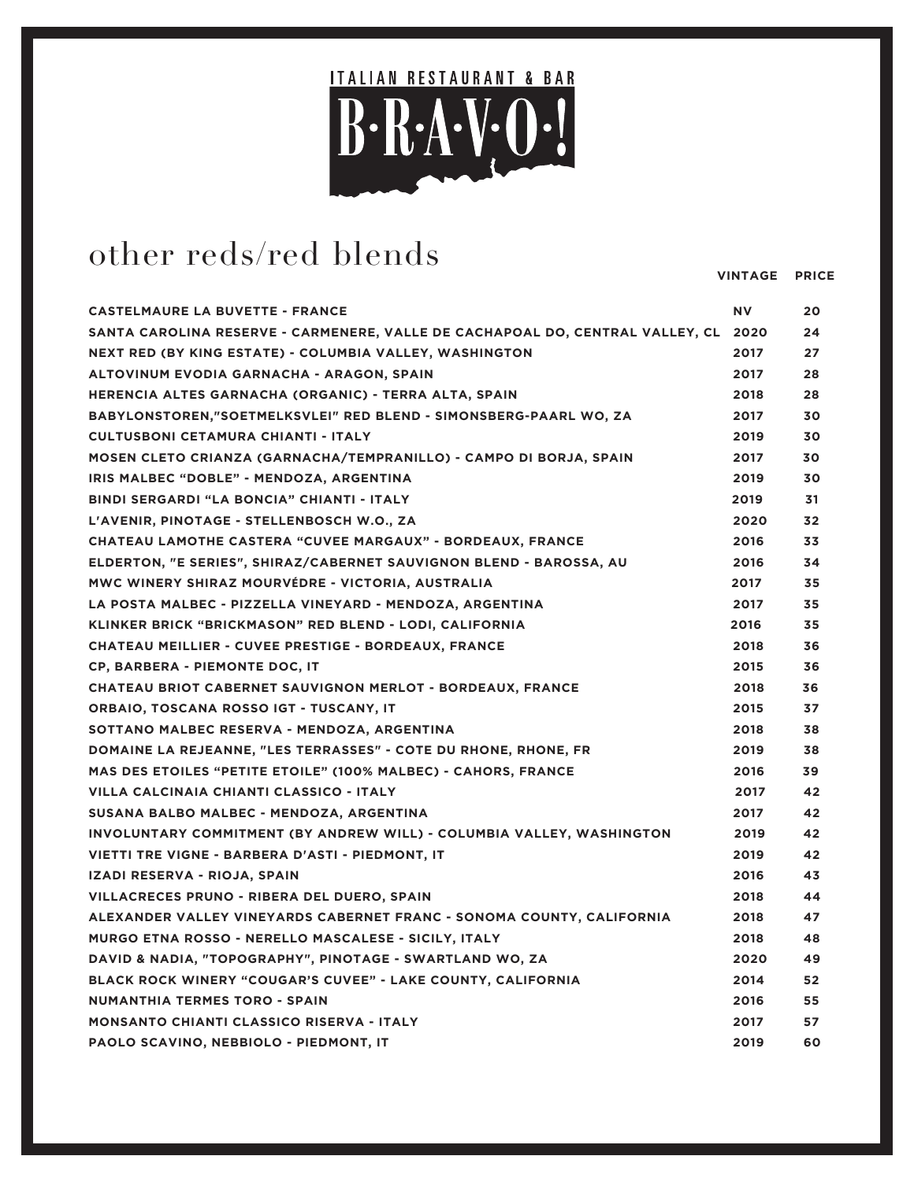ITALIAN RESTAURANT & BAR

# B·R·A·V·O·!

## other reds/red blends

| | VINTAGE | PRICE |
|---|---|---|
| CASTELMAURE LA BUVETTE - FRANCE | NV | 20 |
| SANTA CAROLINA RESERVE - CARMENERE, VALLE DE CACHAPOAL DO, CENTRAL VALLEY, CL | 2020 | 24 |
| NEXT RED (BY KING ESTATE) - COLUMBIA VALLEY, WASHINGTON | 2017 | 27 |
| ALTOVINUM EVODIA GARNACHA - ARAGON, SPAIN | 2017 | 28 |
| HERENCIA ALTES GARNACHA (ORGANIC) - TERRA ALTA, SPAIN | 2018 | 28 |
| BABYLONSTOREN,"SOETMELKSVLEI" RED BLEND - SIMONSBERG-PAARL WO, ZA | 2017 | 30 |
| CULTUSBONI CETAMURA CHIANTI - ITALY | 2019 | 30 |
| MOSEN CLETO CRIANZA (GARNACHA/TEMPRANILLO) - CAMPO DI BORJA, SPAIN | 2017 | 30 |
| IRIS MALBEC “DOBLE” - MENDOZA, ARGENTINA | 2019 | 30 |
| BINDI SERGARDI “LA BONCIA” CHIANTI - ITALY | 2019 | 31 |
| L’AVENIR, PINOTAGE - STELLENBOSCH W.O., ZA | 2020 | 32 |
| CHATEAU LAMOTHE CASTERA “CUVEE MARGAUX” - BORDEAUX, FRANCE | 2016 | 33 |
| ELDERTON, "E SERIES", SHIRAZ/CABERNET SAUVIGNON BLEND - BAROSSA, AU | 2016 | 34 |
| MWC WINERY SHIRAZ MOURVÉDRE - VICTORIA, AUSTRALIA | 2017 | 35 |
| LA POSTA MALBEC - PIZZELLA VINEYARD - MENDOZA, ARGENTINA | 2017 | 35 |
| KLINKER BRICK “BRICKMASON” RED BLEND - LODI, CALIFORNIA | 2016 | 35 |
| CHATEAU MEILLIER - CUVEE PRESTIGE - BORDEAUX, FRANCE | 2018 | 36 |
| CP, BARBERA - PIEMONTE DOC, IT | 2015 | 36 |
| CHATEAU BRIOT CABERNET SAUVIGNON MERLOT - BORDEAUX, FRANCE | 2018 | 36 |
| ORBAIO, TOSCANA ROSSO IGT - TUSCANY, IT | 2015 | 37 |
| SOTTANO MALBEC RESERVA - MENDOZA, ARGENTINA | 2018 | 38 |
| DOMAINE LA REJEANNE, "LES TERRASSES" - COTE DU RHONE, RHONE, FR | 2019 | 38 |
| MAS DES ETOILES “PETITE ETOILE” (100% MALBEC) - CAHORS, FRANCE | 2016 | 39 |
| VILLA CALCINAIA CHIANTI CLASSICO - ITALY | 2017 | 42 |
| SUSANA BALBO MALBEC - MENDOZA, ARGENTINA | 2017 | 42 |
| INVOLUNTARY COMMITMENT (BY ANDREW WILL) - COLUMBIA VALLEY, WASHINGTON | 2019 | 42 |
| VIETTI TRE VIGNE - BARBERA D’ASTI - PIEDMONT, IT | 2019 | 42 |
| IZADI RESERVA - RIOJA, SPAIN | 2016 | 43 |
| VILLACRECES PRUNO - RIBERA DEL DUERO, SPAIN | 2018 | 44 |
| ALEXANDER VALLEY VINEYARDS CABERNET FRANC - SONOMA COUNTY, CALIFORNIA | 2018 | 47 |
| MURGO ETNA ROSSO - NERELLO MASCALESE - SICILY, ITALY | 2018 | 48 |
| DAVID & NADIA, "TOPOGRAPHY", PINOTAGE - SWARTLAND WO, ZA | 2020 | 49 |
| BLACK ROCK WINERY “COUGAR’S CUVEE” - LAKE COUNTY, CALIFORNIA | 2014 | 52 |
| NUMANTHIA TERMES TORO - SPAIN | 2016 | 55 |
| MONSANTO CHIANTI CLASSICO RISERVA - ITALY | 2017 | 57 |
| PAOLO SCAVINO, NEBBIOLO - PIEDMONT, IT | 2019 | 60 |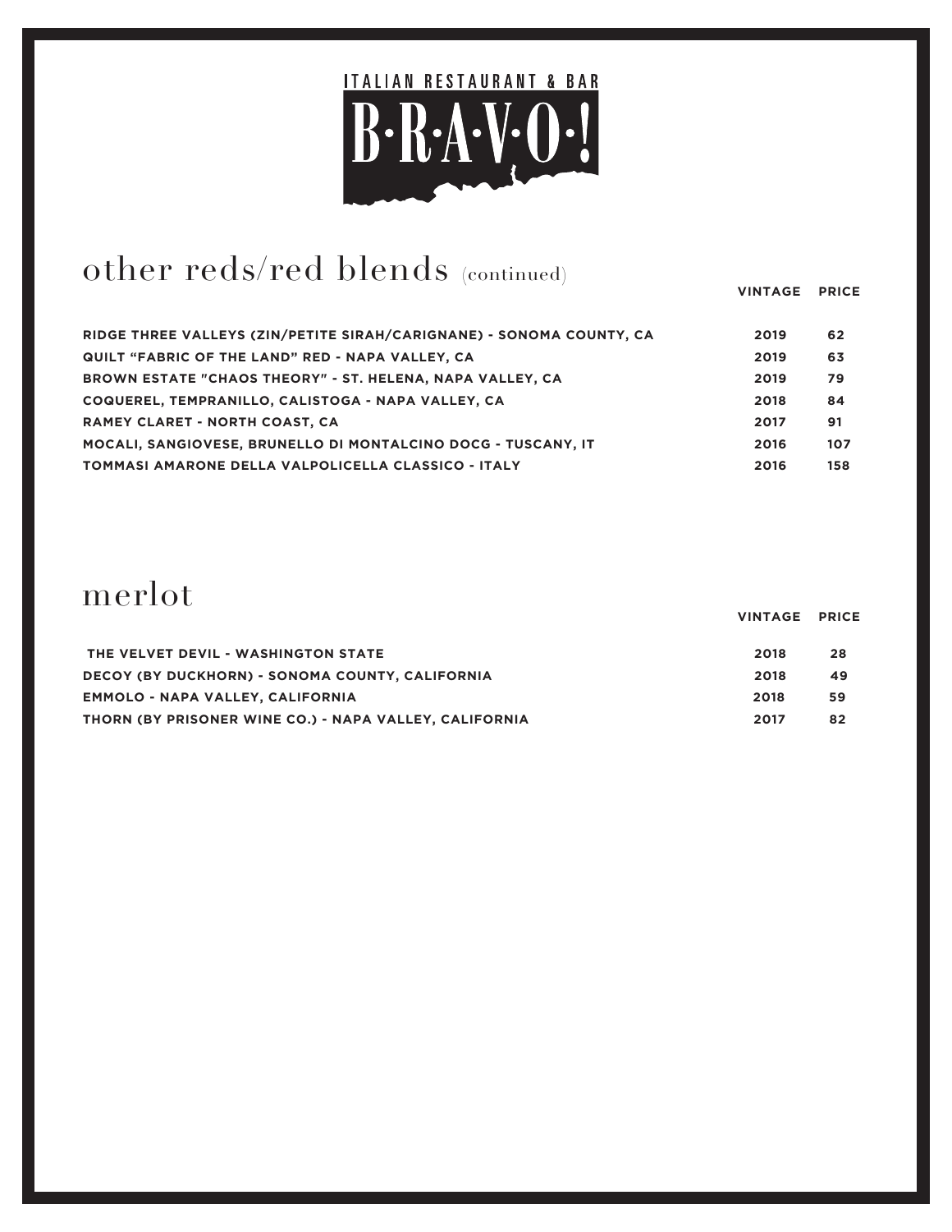ITALIAN RESTAURANT & BAR

B·R·A·V·O·!

## other reds/red blends (continued)

| | VINTAGE | PRICE |
|---|---|---|
| RIDGE THREE VALLEYS (ZIN/PETITE SIRAH/CARIGNANE) - SONOMA COUNTY, CA | 2019 | 62 |
| QUILT "FABRIC OF THE LAND" RED - NAPA VALLEY, CA | 2019 | 63 |
| BROWN ESTATE "CHAOS THEORY" - ST. HELENA, NAPA VALLEY, CA | 2019 | 79 |
| COQUEREL, TEMPRANILLO, CALISTOGA - NAPA VALLEY, CA | 2018 | 84 |
| RAMEY CLARET - NORTH COAST, CA | 2017 | 91 |
| MOCALI, SANGIOVESE, BRUNELLO DI MONTALCINO DOCG - TUSCANY, IT | 2016 | 107 |
| TOMMASI AMARONE DELLA VALPOLICELLA CLASSICO - ITALY | 2016 | 158 |

## merlot

| | VINTAGE | PRICE |
|---|---|---|
| THE VELVET DEVIL - WASHINGTON STATE | 2018 | 28 |
| DECOY (BY DUCKHORN) - SONOMA COUNTY, CALIFORNIA | 2018 | 49 |
| EMMOLO - NAPA VALLEY, CALIFORNIA | 2018 | 59 |
| THORN (BY PRISONER WINE CO.) - NAPA VALLEY, CALIFORNIA | 2017 | 82 |